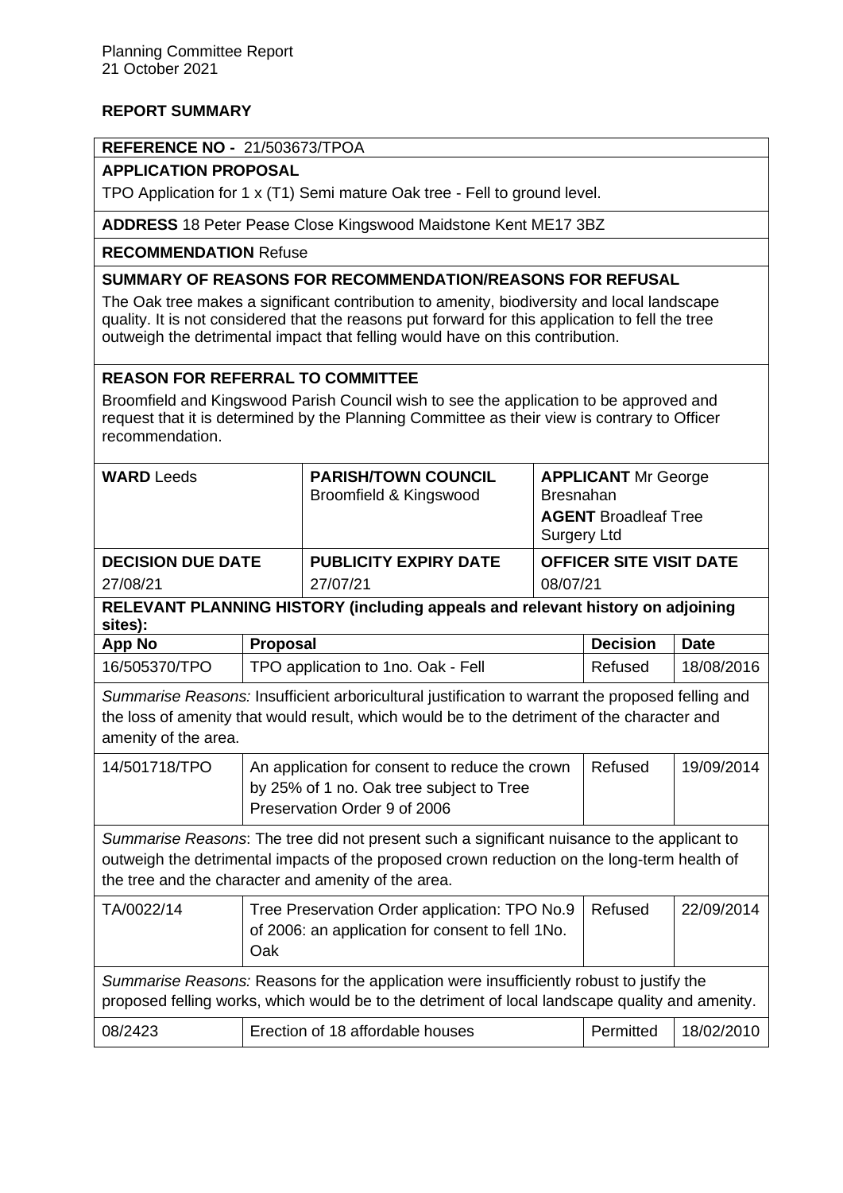Planning Committee Report
21 October 2021

**REPORT SUMMARY**

**REFERENCE NO -** 21/503673/TPOA

**APPLICATION PROPOSAL**

TPO Application for 1 x (T1) Semi mature Oak tree - Fell to ground level.

**ADDRESS** 18 Peter Pease Close Kingswood Maidstone Kent ME17 3BZ

**RECOMMENDATION** Refuse

**SUMMARY OF REASONS FOR RECOMMENDATION/REASONS FOR REFUSAL**

The Oak tree makes a significant contribution to amenity, biodiversity and local landscape quality. It is not considered that the reasons put forward for this application to fell the tree outweigh the detrimental impact that felling would have on this contribution.

**REASON FOR REFERRAL TO COMMITTEE**

Broomfield and Kingswood Parish Council wish to see the application to be approved and request that it is determined by the Planning Committee as their view is contrary to Officer recommendation.

| **WARD** Leeds | **PARISH/TOWN COUNCIL** Broomfield & Kingswood | **APPLICANT** Mr George Bresnahan<br>**AGENT** Broadleaf Tree Surgery Ltd |
|---|---|---|
| **DECISION DUE DATE**<br>27/08/21 | **PUBLICITY EXPIRY DATE**<br>27/07/21 | **OFFICER SITE VISIT DATE**<br>08/07/21 |

**RELEVANT PLANNING HISTORY (including appeals and relevant history on adjoining sites):**

| App No | Proposal | Decision | Date |
|---|---|---|---|
| 16/505370/TPO | TPO application to 1no. Oak - Fell | Refused | 18/08/2016 |
| *Summarise Reasons:* Insufficient arboricultural justification to warrant the proposed felling and the loss of amenity that would result, which would be to the detriment of the character and amenity of the area. | | | |
| 14/501718/TPO | An application for consent to reduce the crown by 25% of 1 no. Oak tree subject to Tree Preservation Order 9 of 2006 | Refused | 19/09/2014 |
| *Summarise Reasons*: The tree did not present such a significant nuisance to the applicant to outweigh the detrimental impacts of the proposed crown reduction on the long-term health of the tree and the character and amenity of the area. | | | |
| TA/0022/14 | Tree Preservation Order application: TPO No.9 of 2006: an application for consent to fell 1No. Oak | Refused | 22/09/2014 |
| *Summarise Reasons:* Reasons for the application were insufficiently robust to justify the proposed felling works, which would be to the detriment of local landscape quality and amenity. | | | |
| 08/2423 | Erection of 18 affordable houses | Permitted | 18/02/2010 |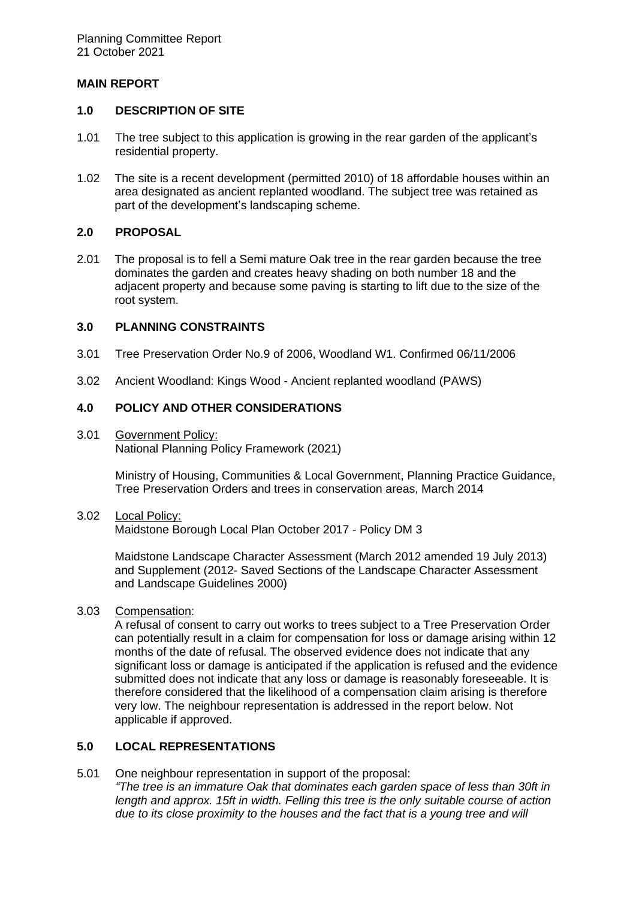## MAIN REPORT

### 1.0 DESCRIPTION OF SITE

1.01 The tree subject to this application is growing in the rear garden of the applicant's residential property.

1.02 The site is a recent development (permitted 2010) of 18 affordable houses within an area designated as ancient replanted woodland. The subject tree was retained as part of the development's landscaping scheme.

### 2.0 PROPOSAL

2.01 The proposal is to fell a Semi mature Oak tree in the rear garden because the tree dominates the garden and creates heavy shading on both number 18 and the adjacent property and because some paving is starting to lift due to the size of the root system.

### 3.0 PLANNING CONSTRAINTS

3.01 Tree Preservation Order No.9 of 2006, Woodland W1. Confirmed 06/11/2006

3.02 Ancient Woodland: Kings Wood - Ancient replanted woodland (PAWS)

### 4.0 POLICY AND OTHER CONSIDERATIONS

3.01 Government Policy:
National Planning Policy Framework (2021)

Ministry of Housing, Communities & Local Government, Planning Practice Guidance, Tree Preservation Orders and trees in conservation areas, March 2014

3.02 Local Policy:
Maidstone Borough Local Plan October 2017 - Policy DM 3

Maidstone Landscape Character Assessment (March 2012 amended 19 July 2013) and Supplement (2012- Saved Sections of the Landscape Character Assessment and Landscape Guidelines 2000)

3.03 Compensation:
A refusal of consent to carry out works to trees subject to a Tree Preservation Order can potentially result in a claim for compensation for loss or damage arising within 12 months of the date of refusal. The observed evidence does not indicate that any significant loss or damage is anticipated if the application is refused and the evidence submitted does not indicate that any loss or damage is reasonably foreseeable. It is therefore considered that the likelihood of a compensation claim arising is therefore very low. The neighbour representation is addressed in the report below. Not applicable if approved.

### 5.0 LOCAL REPRESENTATIONS

5.01 One neighbour representation in support of the proposal:
*"The tree is an immature Oak that dominates each garden space of less than 30ft in length and approx. 15ft in width. Felling this tree is the only suitable course of action due to its close proximity to the houses and the fact that is a young tree and will*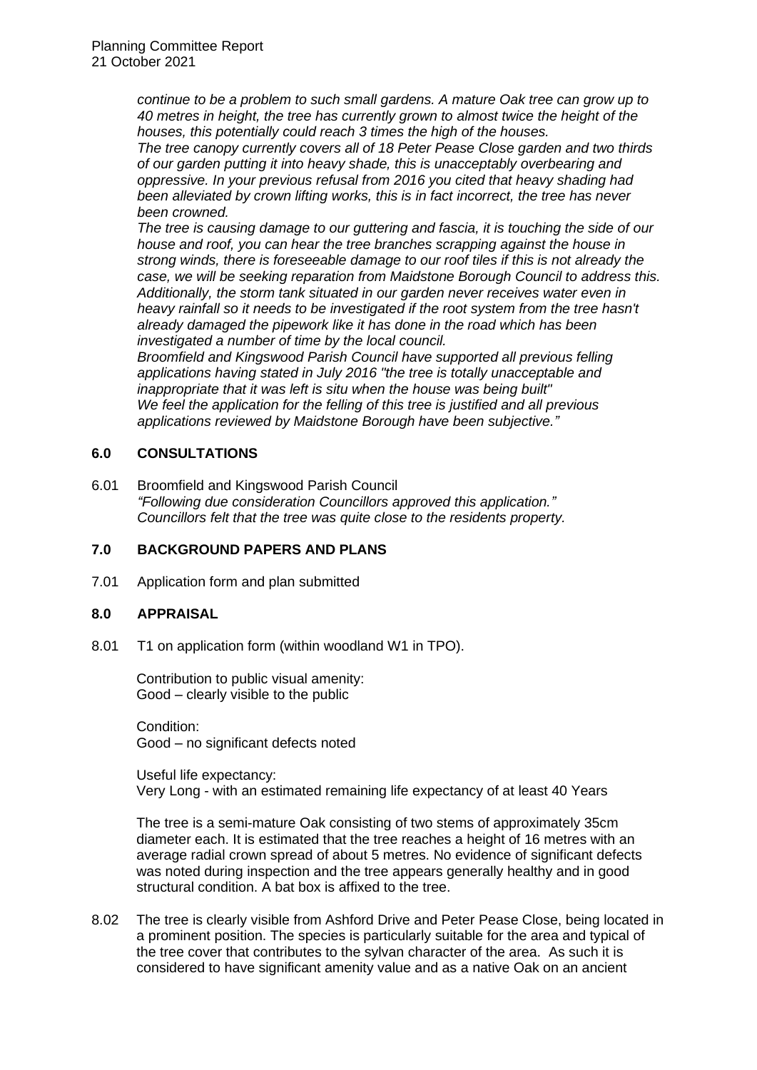*continue to be a problem to such small gardens. A mature Oak tree can grow up to 40 metres in height, the tree has currently grown to almost twice the height of the houses, this potentially could reach 3 times the high of the houses.*
*The tree canopy currently covers all of 18 Peter Pease Close garden and two thirds of our garden putting it into heavy shade, this is unacceptably overbearing and oppressive. In your previous refusal from 2016 you cited that heavy shading had been alleviated by crown lifting works, this is in fact incorrect, the tree has never been crowned.*
*The tree is causing damage to our guttering and fascia, it is touching the side of our house and roof, you can hear the tree branches scrapping against the house in strong winds, there is foreseeable damage to our roof tiles if this is not already the case, we will be seeking reparation from Maidstone Borough Council to address this. Additionally, the storm tank situated in our garden never receives water even in heavy rainfall so it needs to be investigated if the root system from the tree hasn't already damaged the pipework like it has done in the road which has been investigated a number of time by the local council.*
*Broomfield and Kingswood Parish Council have supported all previous felling applications having stated in July 2016 "the tree is totally unacceptable and inappropriate that it was left is situ when the house was being built"*
*We feel the application for the felling of this tree is justified and all previous applications reviewed by Maidstone Borough have been subjective."*

## 6.0 CONSULTATIONS

6.01 Broomfield and Kingswood Parish Council
*"Following due consideration Councillors approved this application."*
*Councillors felt that the tree was quite close to the residents property.*

## 7.0 BACKGROUND PAPERS AND PLANS

7.01 Application form and plan submitted

## 8.0 APPRAISAL

8.01 T1 on application form (within woodland W1 in TPO).

Contribution to public visual amenity:
Good – clearly visible to the public

Condition:
Good – no significant defects noted

Useful life expectancy:
Very Long - with an estimated remaining life expectancy of at least 40 Years

The tree is a semi-mature Oak consisting of two stems of approximately 35cm diameter each. It is estimated that the tree reaches a height of 16 metres with an average radial crown spread of about 5 metres. No evidence of significant defects was noted during inspection and the tree appears generally healthy and in good structural condition. A bat box is affixed to the tree.

8.02 The tree is clearly visible from Ashford Drive and Peter Pease Close, being located in a prominent position. The species is particularly suitable for the area and typical of the tree cover that contributes to the sylvan character of the area. As such it is considered to have significant amenity value and as a native Oak on an ancient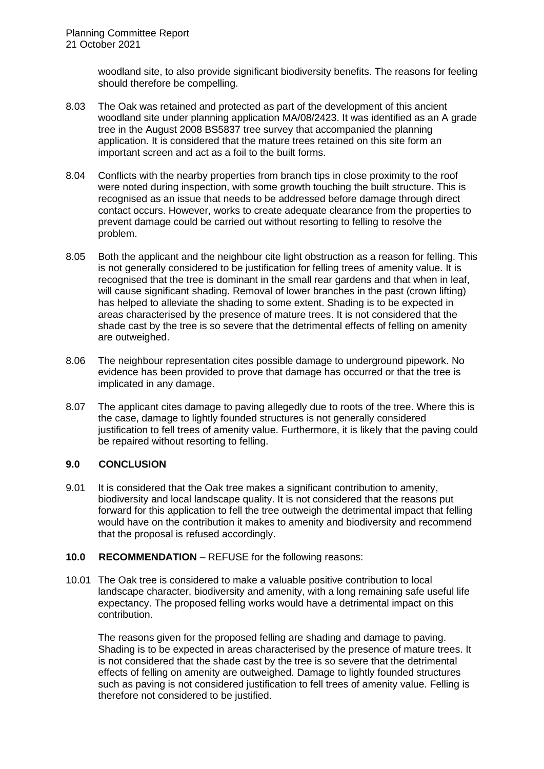woodland site, to also provide significant biodiversity benefits. The reasons for feeling should therefore be compelling.

8.03 The Oak was retained and protected as part of the development of this ancient woodland site under planning application MA/08/2423. It was identified as an A grade tree in the August 2008 BS5837 tree survey that accompanied the planning application. It is considered that the mature trees retained on this site form an important screen and act as a foil to the built forms.

8.04 Conflicts with the nearby properties from branch tips in close proximity to the roof were noted during inspection, with some growth touching the built structure. This is recognised as an issue that needs to be addressed before damage through direct contact occurs. However, works to create adequate clearance from the properties to prevent damage could be carried out without resorting to felling to resolve the problem.

8.05 Both the applicant and the neighbour cite light obstruction as a reason for felling. This is not generally considered to be justification for felling trees of amenity value. It is recognised that the tree is dominant in the small rear gardens and that when in leaf, will cause significant shading. Removal of lower branches in the past (crown lifting) has helped to alleviate the shading to some extent. Shading is to be expected in areas characterised by the presence of mature trees. It is not considered that the shade cast by the tree is so severe that the detrimental effects of felling on amenity are outweighed.

8.06 The neighbour representation cites possible damage to underground pipework. No evidence has been provided to prove that damage has occurred or that the tree is implicated in any damage.

8.07 The applicant cites damage to paving allegedly due to roots of the tree. Where this is the case, damage to lightly founded structures is not generally considered justification to fell trees of amenity value. Furthermore, it is likely that the paving could be repaired without resorting to felling.

## 9.0 CONCLUSION

9.01 It is considered that the Oak tree makes a significant contribution to amenity, biodiversity and local landscape quality. It is not considered that the reasons put forward for this application to fell the tree outweigh the detrimental impact that felling would have on the contribution it makes to amenity and biodiversity and recommend that the proposal is refused accordingly.

## 10.0 RECOMMENDATION – REFUSE for the following reasons:

10.01 The Oak tree is considered to make a valuable positive contribution to local landscape character, biodiversity and amenity, with a long remaining safe useful life expectancy. The proposed felling works would have a detrimental impact on this contribution.

The reasons given for the proposed felling are shading and damage to paving. Shading is to be expected in areas characterised by the presence of mature trees. It is not considered that the shade cast by the tree is so severe that the detrimental effects of felling on amenity are outweighed. Damage to lightly founded structures such as paving is not considered justification to fell trees of amenity value. Felling is therefore not considered to be justified.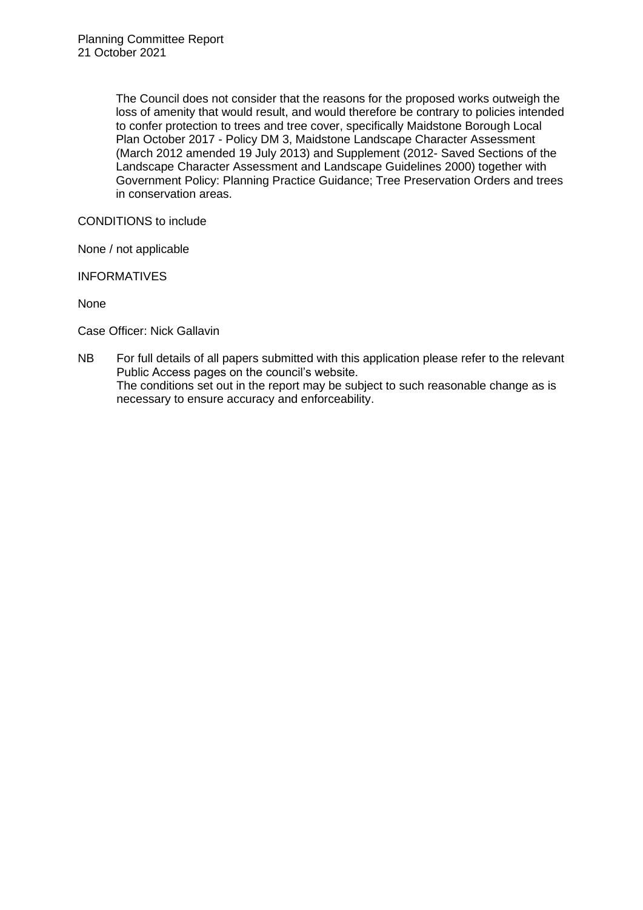The Council does not consider that the reasons for the proposed works outweigh the loss of amenity that would result, and would therefore be contrary to policies intended to confer protection to trees and tree cover, specifically Maidstone Borough Local Plan October 2017 - Policy DM 3, Maidstone Landscape Character Assessment (March 2012 amended 19 July 2013) and Supplement (2012- Saved Sections of the Landscape Character Assessment and Landscape Guidelines 2000) together with Government Policy: Planning Practice Guidance; Tree Preservation Orders and trees in conservation areas.

CONDITIONS to include

None / not applicable

INFORMATIVES

None

Case Officer: Nick Gallavin

NB For full details of all papers submitted with this application please refer to the relevant Public Access pages on the council's website.
The conditions set out in the report may be subject to such reasonable change as is necessary to ensure accuracy and enforceability.